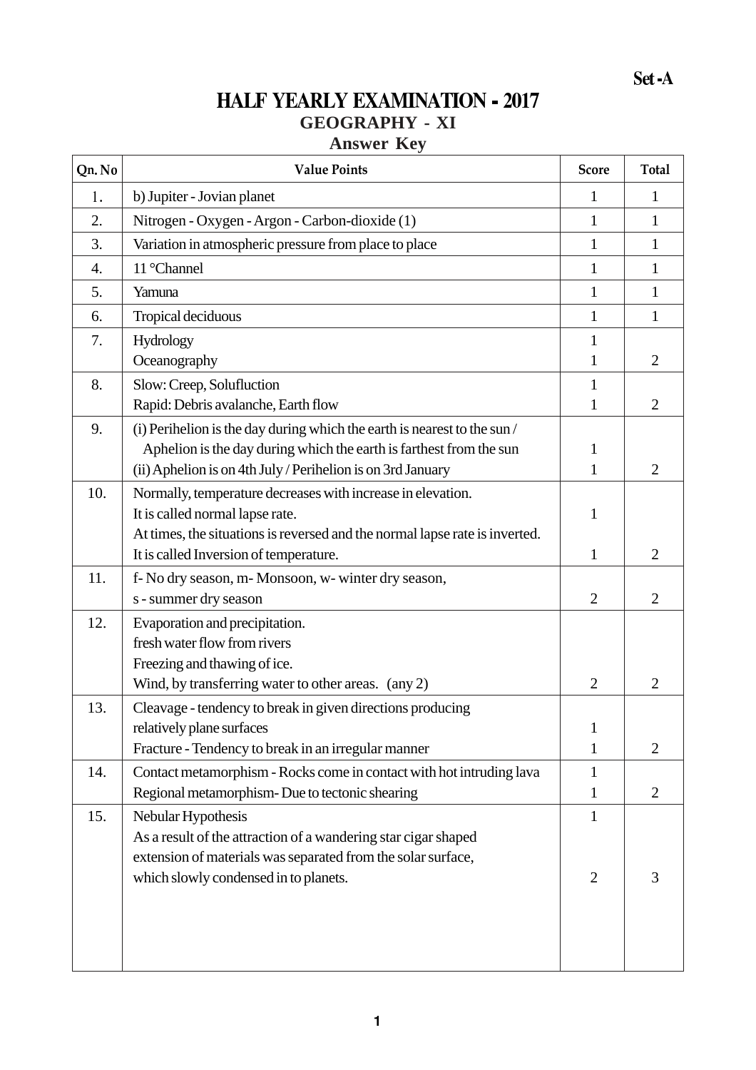Set -A

# HALF YEARLY EXAMINATION - 2017

## GEOGRAPHY - XI

## Answer Key

| Qn. No | Value Points | Score | Total |
|---|---|---|---|
| 1. | b) Jupiter - Jovian planet | 1 | 1 |
| 2. | Nitrogen - Oxygen - Argon - Carbon-dioxide (1) | 1 | 1 |
| 3. | Variation in atmospheric pressure from place to place | 1 | 1 |
| 4. | 11 °Channel | 1 | 1 |
| 5. | Yamuna | 1 | 1 |
| 6. | Tropical deciduous | 1 | 1 |
| 7. | Hydrology<br>Oceanography | 1<br>1 | 2 |
| 8. | Slow: Creep, Solufluction<br>Rapid: Debris avalanche, Earth flow | 1<br>1 | 2 |
| 9. | (i) Perihelion is the day during which the earth is nearest to the sun / Aphelion is the day during which the earth is farthest from the sun<br>(ii) Aphelion is on 4th July / Perihelion is on 3rd January | 1<br>1 | 2 |
| 10. | Normally, temperature decreases with increase in elevation. It is called normal lapse rate.<br>At times, the situations is reversed and the normal lapse rate is inverted. It is called Inversion of temperature. | 1<br>1 | 2 |
| 11. | f- No dry season, m- Monsoon, w- winter dry season, s - summer dry season | 2 | 2 |
| 12. | Evaporation and precipitation.<br>fresh water flow from rivers<br>Freezing and thawing of ice.<br>Wind, by transferring water to other areas. (any 2) | 2 | 2 |
| 13. | Cleavage - tendency to break in given directions producing relatively plane surfaces<br>Fracture - Tendency to break in an irregular manner | 1<br>1 | 2 |
| 14. | Contact metamorphism - Rocks come in contact with hot intruding lava<br>Regional metamorphism- Due to tectonic shearing | 1<br>1 | 2 |
| 15. | Nebular Hypothesis<br>As a result of the attraction of a wandering star cigar shaped extension of materials was separated from the solar surface, which slowly condensed in to planets. | 1<br>2 | 3 |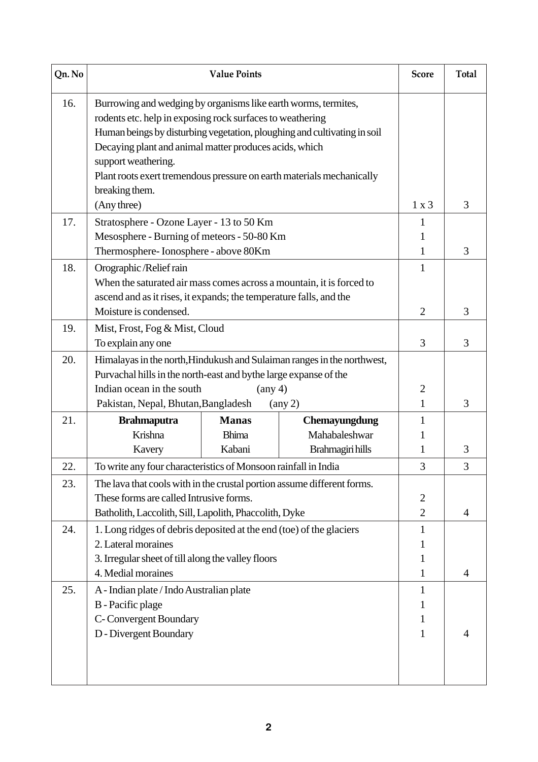| Qn. No | Value Points | Score | Total |
|---|---|---|---|
| 16. | Burrowing and wedging by organisms like earth worms, termites, rodents etc. help in exposing rock surfaces to weathering<br>Human beings by disturbing vegetation, ploughing and cultivating in soil<br>Decaying plant and animal matter produces acids, which support weathering.<br>Plant roots exert tremendous pressure on earth materials mechanically breaking them.<br>(Any three) | 1 x 3 | 3 |
| 17. | Stratosphere - Ozone Layer - 13 to 50 Km<br>Mesosphere - Burning of meteors - 50-80 Km<br>Thermosphere- Ionosphere - above 80Km | 1<br>1<br>1 | 3 |
| 18. | Orographic /Relief rain<br>When the saturated air mass comes across a mountain, it is forced to ascend and as it rises, it expands; the temperature falls, and the Moisture is condensed. | 1<br>2 | 3 |
| 19. | Mist, Frost, Fog & Mist, Cloud<br>To explain any one | 3 | 3 |
| 20. | Himalayas in the north, Hindukush and Sulaiman ranges in the northwest, Purvachal hills in the north-east and bythe large expanse of the Indian ocean in the south (any 4)<br>Pakistan, Nepal, Bhutan, Bangladesh (any 2) | 2<br>1 | 3 |
| 21. | **Brahmaputra** — **Manas** — **Chemayungdung**<br>Krishna — Bhima — Mahabaleshwar<br>Kavery — Kabani — Brahmagiri hills | 1<br>1<br>1 | 3 |
| 22. | To write any four characteristics of Monsoon rainfall in India | 3 | 3 |
| 23. | The lava that cools with in the crustal portion assume different forms. These forms are called Intrusive forms.<br>Batholith, Laccolith, Sill, Lapolith, Phaccolith, Dyke | 2<br>2 | 4 |
| 24. | 1. Long ridges of debris deposited at the end (toe) of the glaciers<br>2. Lateral moraines<br>3. Irregular sheet of till along the valley floors<br>4. Medial moraines | 1<br>1<br>1<br>1 | 4 |
| 25. | A - Indian plate / Indo Australian plate<br>B - Pacific plage<br>C- Convergent Boundary<br>D - Divergent Boundary | 1<br>1<br>1<br>1 | 4 |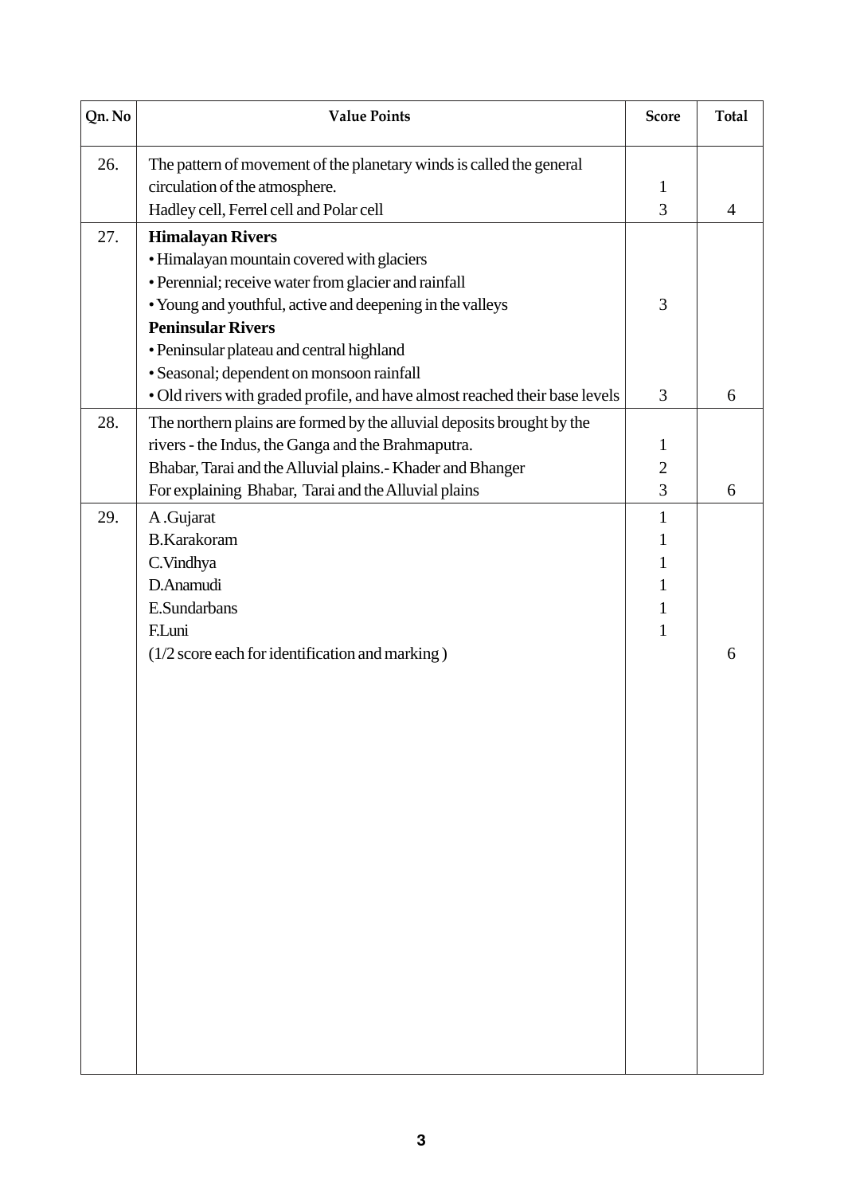| Qn. No | Value Points | Score | Total |
|---|---|---|---|
| 26. | The pattern of movement of the planetary winds is called the general circulation of the atmosphere. | 1 | |
| | Hadley cell, Ferrel cell and Polar cell | 3 | 4 |
| 27. | **Himalayan Rivers**<br>• Himalayan mountain covered with glaciers<br>• Perennial; receive water from glacier and rainfall<br>• Young and youthful, active and deepening in the valleys | 3 | |
| | **Peninsular Rivers**<br>• Peninsular plateau and central highland<br>• Seasonal; dependent on monsoon rainfall<br>• Old rivers with graded profile, and have almost reached their base levels | 3 | 6 |
| 28. | The northern plains are formed by the alluvial deposits brought by the rivers - the Indus, the Ganga and the Brahmaputra. | 1 | |
| | Bhabar, Tarai and the Alluvial plains.- Khader and Bhanger | 2 | |
| | For explaining Bhabar, Tarai and the Alluvial plains | 3 | 6 |
| 29. | A .Gujarat | 1 | |
| | B.Karakoram | 1 | |
| | C.Vindhya | 1 | |
| | D.Anamudi | 1 | |
| | E.Sundarbans | 1 | |
| | F.Luni | 1 | |
| | (1/2 score each for identification and marking ) | | 6 |